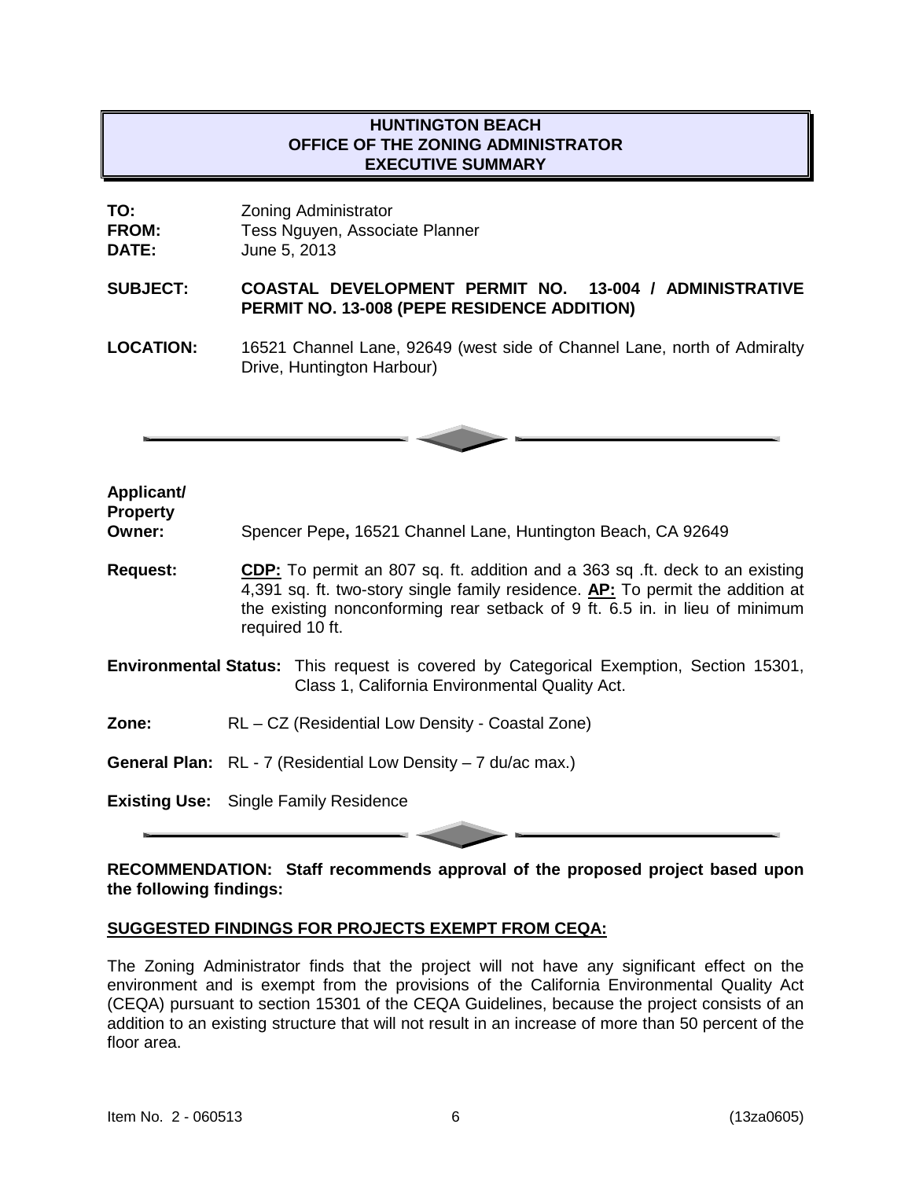# HUNTINGTON BEACH
## OFFICE OF THE ZONING ADMINISTRATOR
## EXECUTIVE SUMMARY

**TO:** Zoning Administrator
**FROM:** Tess Nguyen, Associate Planner
**DATE:** June 5, 2013

**SUBJECT:** **COASTAL DEVELOPMENT PERMIT NO. 13-004 / ADMINISTRATIVE PERMIT NO. 13-008 (PEPE RESIDENCE ADDITION)**

**LOCATION:** 16521 Channel Lane, 92649 (west side of Channel Lane, north of Admiralty Drive, Huntington Harbour)

---

**Applicant/ Property Owner:** Spencer Pepe**,** 16521 Channel Lane, Huntington Beach, CA 92649

**Request:** **CDP:** To permit an 807 sq. ft. addition and a 363 sq .ft. deck to an existing 4,391 sq. ft. two-story single family residence. **AP:** To permit the addition at the existing nonconforming rear setback of 9 ft. 6.5 in. in lieu of minimum required 10 ft.

**Environmental Status:** This request is covered by Categorical Exemption, Section 15301, Class 1, California Environmental Quality Act.

**Zone:** RL – CZ (Residential Low Density - Coastal Zone)

**General Plan:** RL - 7 (Residential Low Density – 7 du/ac max.)

**Existing Use:** Single Family Residence

---

**RECOMMENDATION: Staff recommends approval of the proposed project based upon the following findings:**

**SUGGESTED FINDINGS FOR PROJECTS EXEMPT FROM CEQA:**

The Zoning Administrator finds that the project will not have any significant effect on the environment and is exempt from the provisions of the California Environmental Quality Act (CEQA) pursuant to section 15301 of the CEQA Guidelines, because the project consists of an addition to an existing structure that will not result in an increase of more than 50 percent of the floor area.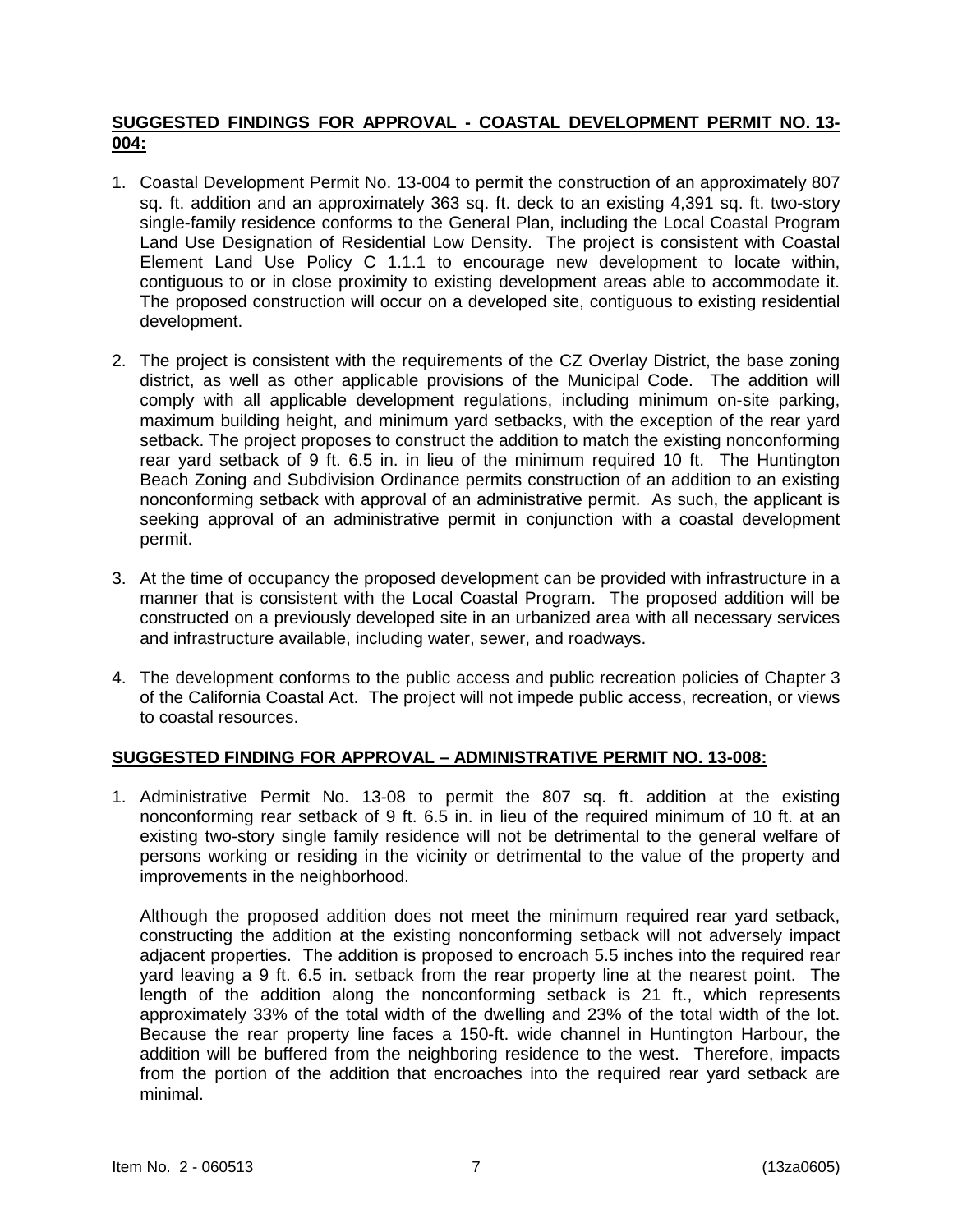## **SUGGESTED FINDINGS FOR APPROVAL - COASTAL DEVELOPMENT PERMIT NO. 13-004:**

1. Coastal Development Permit No. 13-004 to permit the construction of an approximately 807 sq. ft. addition and an approximately 363 sq. ft. deck to an existing 4,391 sq. ft. two-story single-family residence conforms to the General Plan, including the Local Coastal Program Land Use Designation of Residential Low Density. The project is consistent with Coastal Element Land Use Policy C 1.1.1 to encourage new development to locate within, contiguous to or in close proximity to existing development areas able to accommodate it. The proposed construction will occur on a developed site, contiguous to existing residential development.

2. The project is consistent with the requirements of the CZ Overlay District, the base zoning district, as well as other applicable provisions of the Municipal Code. The addition will comply with all applicable development regulations, including minimum on-site parking, maximum building height, and minimum yard setbacks, with the exception of the rear yard setback. The project proposes to construct the addition to match the existing nonconforming rear yard setback of 9 ft. 6.5 in. in lieu of the minimum required 10 ft. The Huntington Beach Zoning and Subdivision Ordinance permits construction of an addition to an existing nonconforming setback with approval of an administrative permit. As such, the applicant is seeking approval of an administrative permit in conjunction with a coastal development permit.

3. At the time of occupancy the proposed development can be provided with infrastructure in a manner that is consistent with the Local Coastal Program. The proposed addition will be constructed on a previously developed site in an urbanized area with all necessary services and infrastructure available, including water, sewer, and roadways.

4. The development conforms to the public access and public recreation policies of Chapter 3 of the California Coastal Act. The project will not impede public access, recreation, or views to coastal resources.

## **SUGGESTED FINDING FOR APPROVAL – ADMINISTRATIVE PERMIT NO. 13-008:**

1. Administrative Permit No. 13-08 to permit the 807 sq. ft. addition at the existing nonconforming rear setback of 9 ft. 6.5 in. in lieu of the required minimum of 10 ft. at an existing two-story single family residence will not be detrimental to the general welfare of persons working or residing in the vicinity or detrimental to the value of the property and improvements in the neighborhood.

   Although the proposed addition does not meet the minimum required rear yard setback, constructing the addition at the existing nonconforming setback will not adversely impact adjacent properties. The addition is proposed to encroach 5.5 inches into the required rear yard leaving a 9 ft. 6.5 in. setback from the rear property line at the nearest point. The length of the addition along the nonconforming setback is 21 ft., which represents approximately 33% of the total width of the dwelling and 23% of the total width of the lot. Because the rear property line faces a 150-ft. wide channel in Huntington Harbour, the addition will be buffered from the neighboring residence to the west. Therefore, impacts from the portion of the addition that encroaches into the required rear yard setback are minimal.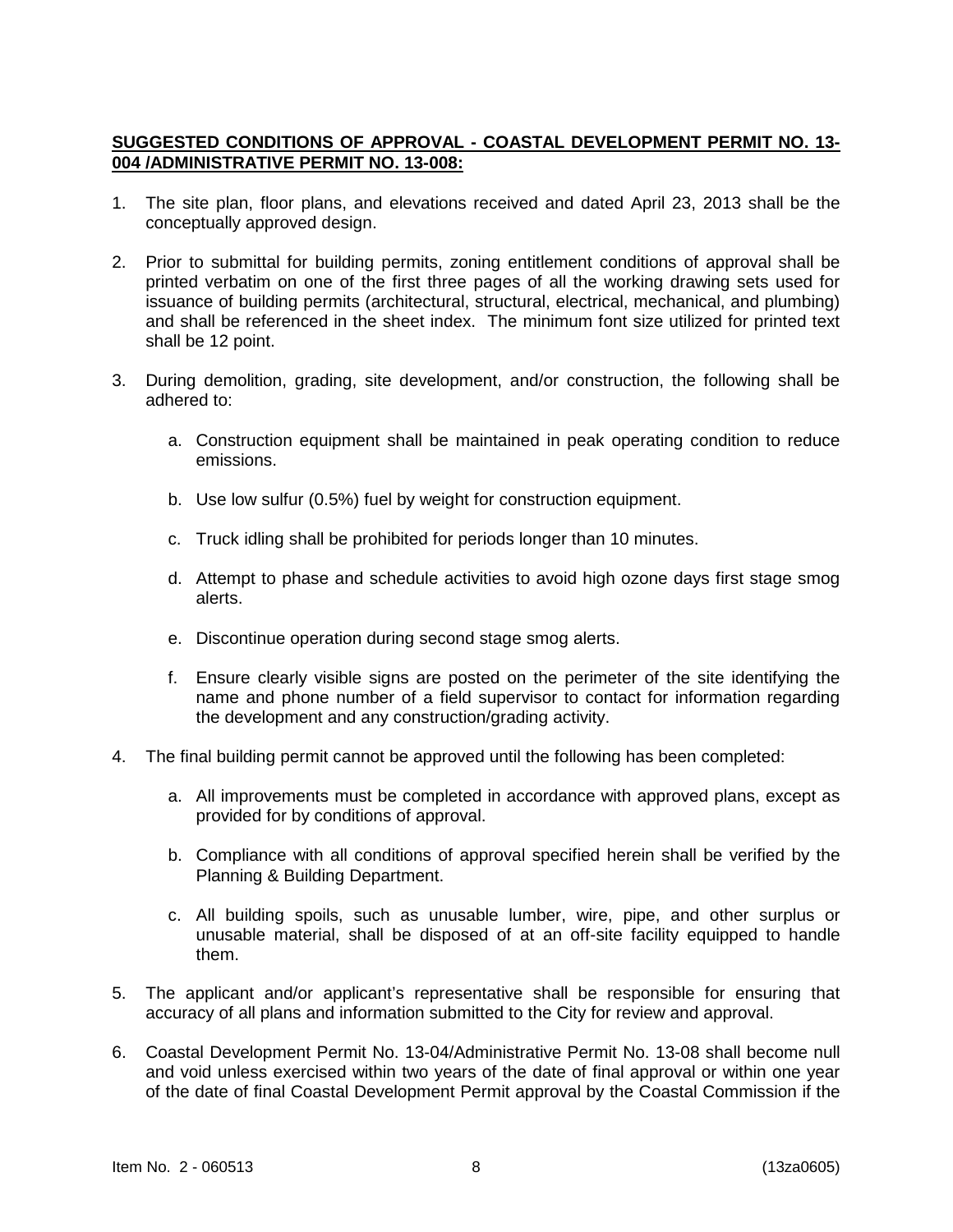**SUGGESTED CONDITIONS OF APPROVAL - COASTAL DEVELOPMENT PERMIT NO. 13-004 /ADMINISTRATIVE PERMIT NO. 13-008:**

1. The site plan, floor plans, and elevations received and dated April 23, 2013 shall be the conceptually approved design.

2. Prior to submittal for building permits, zoning entitlement conditions of approval shall be printed verbatim on one of the first three pages of all the working drawing sets used for issuance of building permits (architectural, structural, electrical, mechanical, and plumbing) and shall be referenced in the sheet index. The minimum font size utilized for printed text shall be 12 point.

3. During demolition, grading, site development, and/or construction, the following shall be adhered to:

   a. Construction equipment shall be maintained in peak operating condition to reduce emissions.

   b. Use low sulfur (0.5%) fuel by weight for construction equipment.

   c. Truck idling shall be prohibited for periods longer than 10 minutes.

   d. Attempt to phase and schedule activities to avoid high ozone days first stage smog alerts.

   e. Discontinue operation during second stage smog alerts.

   f. Ensure clearly visible signs are posted on the perimeter of the site identifying the name and phone number of a field supervisor to contact for information regarding the development and any construction/grading activity.

4. The final building permit cannot be approved until the following has been completed:

   a. All improvements must be completed in accordance with approved plans, except as provided for by conditions of approval.

   b. Compliance with all conditions of approval specified herein shall be verified by the Planning & Building Department.

   c. All building spoils, such as unusable lumber, wire, pipe, and other surplus or unusable material, shall be disposed of at an off-site facility equipped to handle them.

5. The applicant and/or applicant's representative shall be responsible for ensuring that accuracy of all plans and information submitted to the City for review and approval.

6. Coastal Development Permit No. 13-04/Administrative Permit No. 13-08 shall become null and void unless exercised within two years of the date of final approval or within one year of the date of final Coastal Development Permit approval by the Coastal Commission if the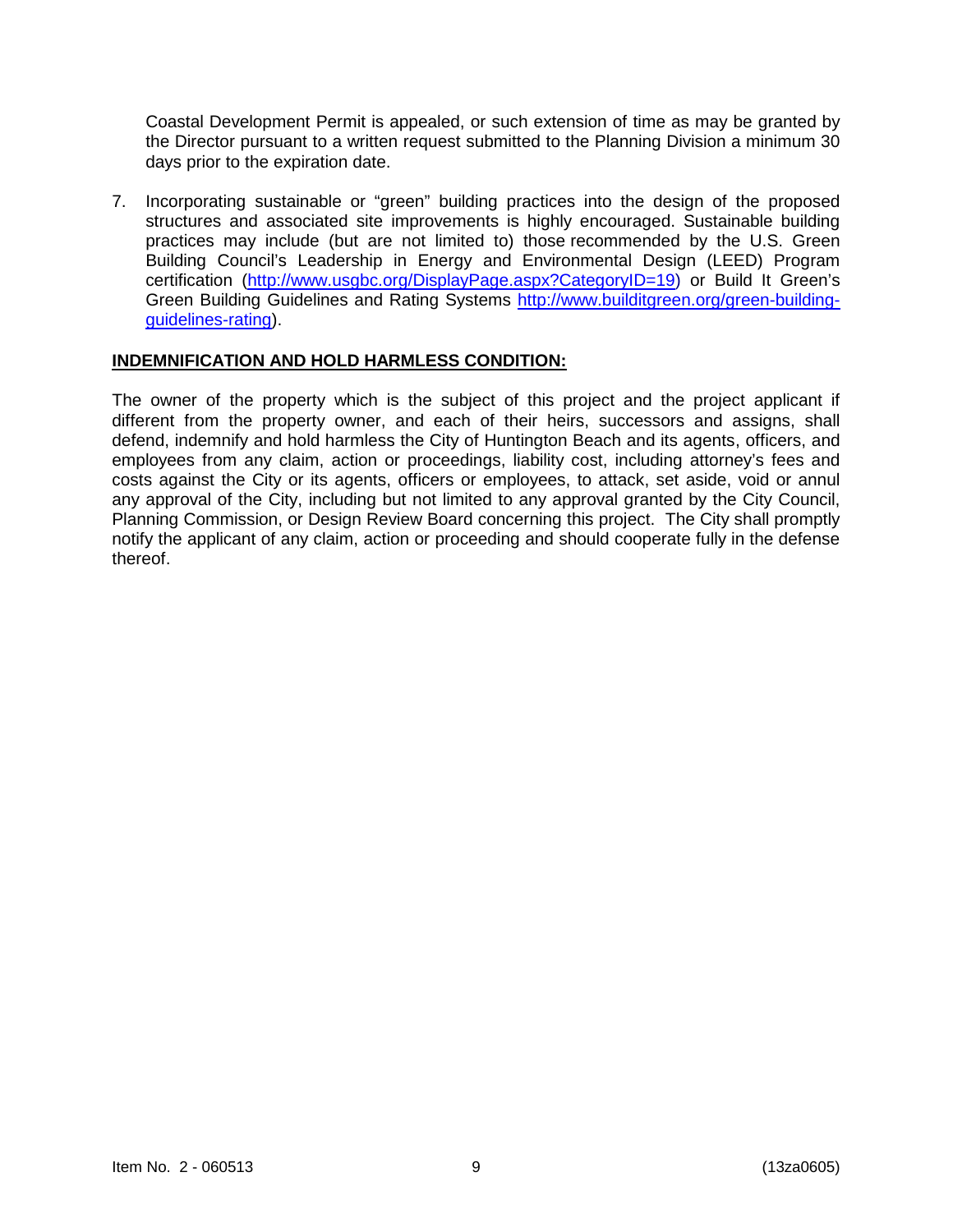Coastal Development Permit is appealed, or such extension of time as may be granted by the Director pursuant to a written request submitted to the Planning Division a minimum 30 days prior to the expiration date.

7. Incorporating sustainable or "green" building practices into the design of the proposed structures and associated site improvements is highly encouraged. Sustainable building practices may include (but are not limited to) those recommended by the U.S. Green Building Council's Leadership in Energy and Environmental Design (LEED) Program certification (http://www.usgbc.org/DisplayPage.aspx?CategoryID=19) or Build It Green's Green Building Guidelines and Rating Systems http://www.builditgreen.org/green-building-guidelines-rating).

**INDEMNIFICATION AND HOLD HARMLESS CONDITION:**

The owner of the property which is the subject of this project and the project applicant if different from the property owner, and each of their heirs, successors and assigns, shall defend, indemnify and hold harmless the City of Huntington Beach and its agents, officers, and employees from any claim, action or proceedings, liability cost, including attorney's fees and costs against the City or its agents, officers or employees, to attack, set aside, void or annul any approval of the City, including but not limited to any approval granted by the City Council, Planning Commission, or Design Review Board concerning this project. The City shall promptly notify the applicant of any claim, action or proceeding and should cooperate fully in the defense thereof.